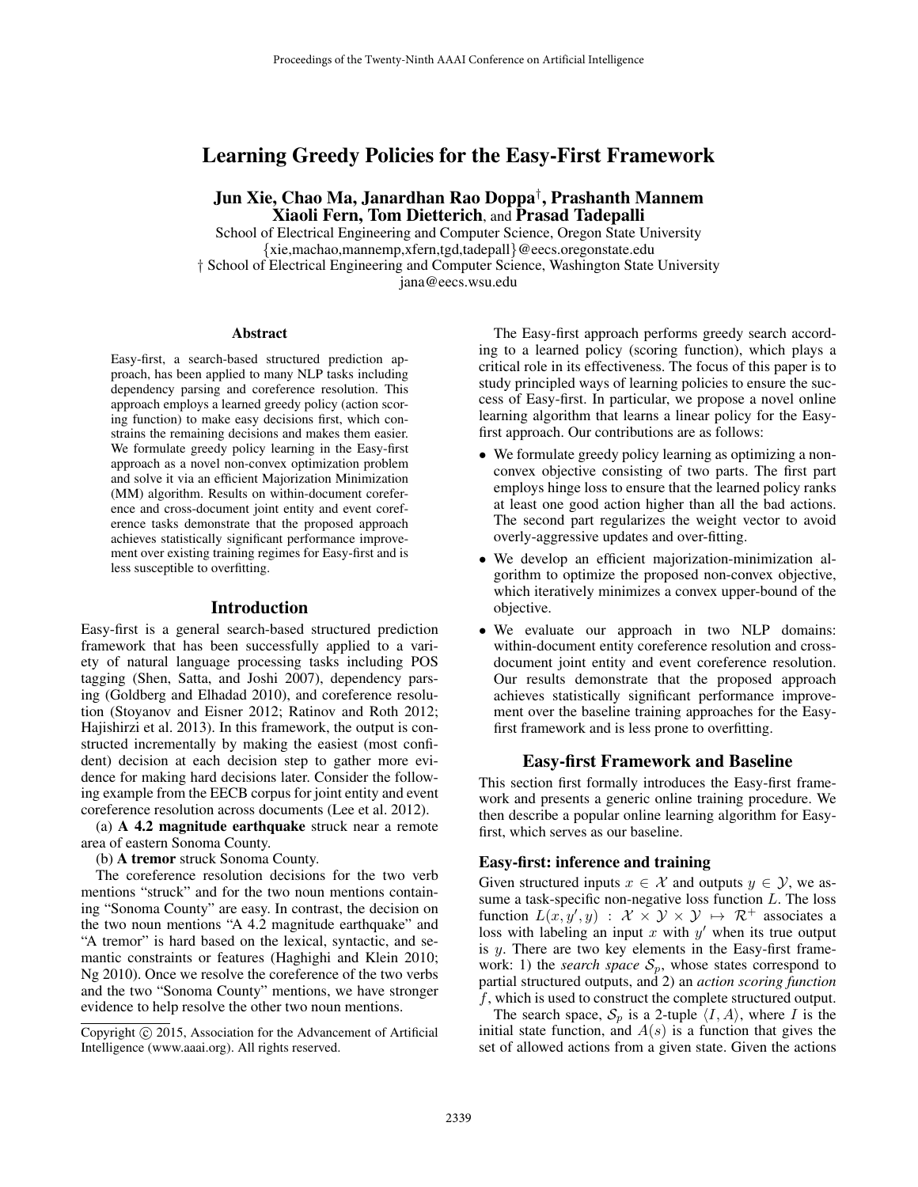# Learning Greedy Policies for the Easy-First Framework

**Jun Xie, Chao Ma, Janardhan Rao Doppa[†], Prashanth Mannem**
**Xiaoli Fern, Tom Dietterich, and Prasad Tadepalli**

School of Electrical Engineering and Computer Science, Oregon State University
{xie,machao,mannemp,xfern,tgd,tadepall}@eecs.oregonstate.edu
† School of Electrical Engineering and Computer Science, Washington State University
jana@eecs.wsu.edu

### Abstract

Easy-first, a search-based structured prediction approach, has been applied to many NLP tasks including dependency parsing and coreference resolution. This approach employs a learned greedy policy (action scoring function) to make easy decisions first, which constrains the remaining decisions and makes them easier. We formulate greedy policy learning in the Easy-first approach as a novel non-convex optimization problem and solve it via an efficient Majorization Minimization (MM) algorithm. Results on within-document coreference and cross-document joint entity and event coreference tasks demonstrate that the proposed approach achieves statistically significant performance improvement over existing training regimes for Easy-first and is less susceptible to overfitting.

## Introduction

Easy-first is a general search-based structured prediction framework that has been successfully applied to a variety of natural language processing tasks including POS tagging (Shen, Satta, and Joshi 2007), dependency parsing (Goldberg and Elhadad 2010), and coreference resolution (Stoyanov and Eisner 2012; Ratinov and Roth 2012; Hajishirzi et al. 2013). In this framework, the output is constructed incrementally by making the easiest (most confident) decision at each decision step to gather more evidence for making hard decisions later. Consider the following example from the EECB corpus for joint entity and event coreference resolution across documents (Lee et al. 2012).

(a) **A 4.2 magnitude earthquake** struck near a remote area of eastern Sonoma County.

(b) **A tremor** struck Sonoma County.

The coreference resolution decisions for the two verb mentions "struck" and for the two noun mentions containing "Sonoma County" are easy. In contrast, the decision on the two noun mentions "A 4.2 magnitude earthquake" and "A tremor" is hard based on the lexical, syntactic, and semantic constraints or features (Haghighi and Klein 2010; Ng 2010). Once we resolve the coreference of the two verbs and the two "Sonoma County" mentions, we have stronger evidence to help resolve the other two noun mentions.

Copyright © 2015, Association for the Advancement of Artificial Intelligence (www.aaai.org). All rights reserved.

The Easy-first approach performs greedy search according to a learned policy (scoring function), which plays a critical role in its effectiveness. The focus of this paper is to study principled ways of learning policies to ensure the success of Easy-first. In particular, we propose a novel online learning algorithm that learns a linear policy for the Easy-first approach. Our contributions are as follows:

- We formulate greedy policy learning as optimizing a non-convex objective consisting of two parts. The first part employs hinge loss to ensure that the learned policy ranks at least one good action higher than all the bad actions. The second part regularizes the weight vector to avoid overly-aggressive updates and over-fitting.
- We develop an efficient majorization-minimization algorithm to optimize the proposed non-convex objective, which iteratively minimizes a convex upper-bound of the objective.
- We evaluate our approach in two NLP domains: within-document entity coreference resolution and cross-document joint entity and event coreference resolution. Our results demonstrate that the proposed approach achieves statistically significant performance improvement over the baseline training approaches for the Easy-first framework and is less prone to overfitting.

## Easy-first Framework and Baseline

This section first formally introduces the Easy-first framework and presents a generic online training procedure. We then describe a popular online learning algorithm for Easy-first, which serves as our baseline.

### Easy-first: inference and training

Given structured inputs $x \in \mathcal{X}$ and outputs $y \in \mathcal{Y}$, we assume a task-specific non-negative loss function $L$. The loss function $L(x, y', y) : \mathcal{X} \times \mathcal{Y} \times \mathcal{Y} \mapsto \mathcal{R}^+$ associates a loss with labeling an input $x$ with $y'$ when its true output is $y$. There are two key elements in the Easy-first framework: 1) the *search space* $\mathcal{S}_p$, whose states correspond to partial structured outputs, and 2) an *action scoring function* $f$, which is used to construct the complete structured output.

The search space, $\mathcal{S}_p$ is a 2-tuple $\langle I, A \rangle$, where $I$ is the initial state function, and $A(s)$ is a function that gives the set of allowed actions from a given state. Given the actions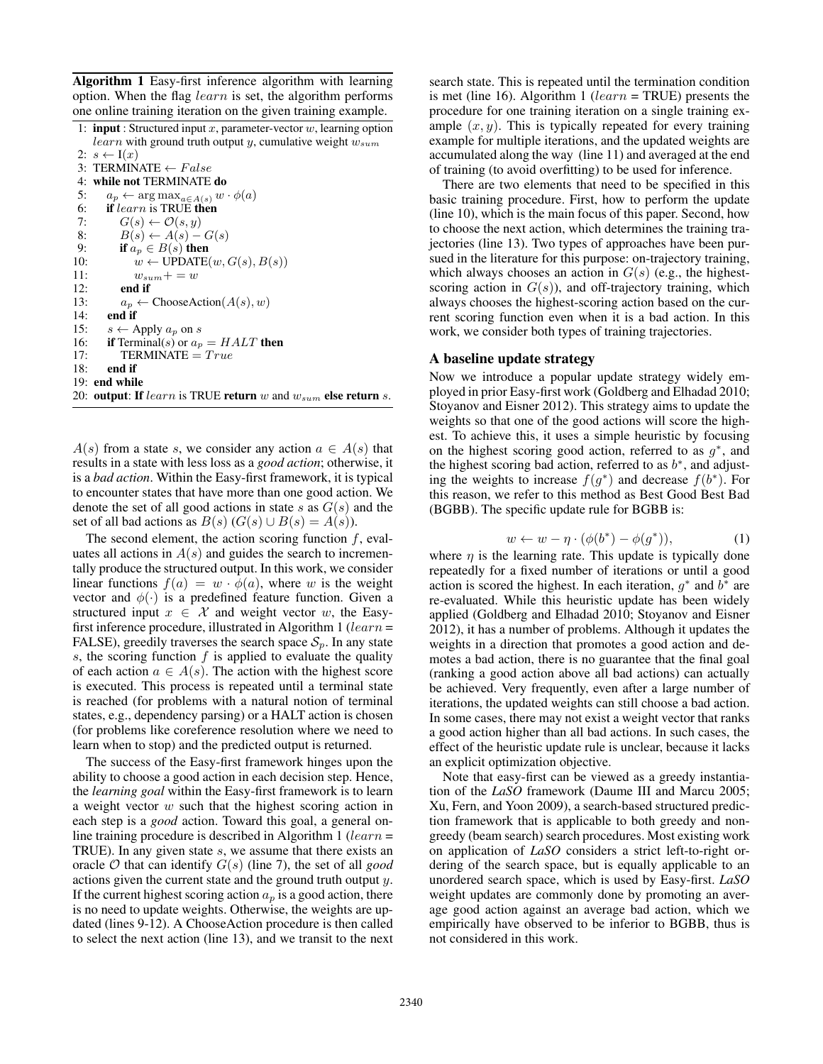**Algorithm 1** Easy-first inference algorithm with learning option. When the flag $learn$ is set, the algorithm performs one online training iteration on the given training example.

```
1: input : Structured input x, parameter-vector w, learning option
   learn with ground truth output y, cumulative weight w_sum
2: s ← I(x)
3: TERMINATE ← False
4: while not TERMINATE do
5:   a_p ← arg max_{a∈A(s)} w · φ(a)
6:   if learn is TRUE then
7:     G(s) ← O(s, y)
8:     B(s) ← A(s) − G(s)
9:     if a_p ∈ B(s) then
10:      w ← UPDATE(w, G(s), B(s))
11:      w_sum += w
12:    end if
13:    a_p ← ChooseAction(A(s), w)
14:  end if
15:  s ← Apply a_p on s
16:  if Terminal(s) or a_p = HALT then
17:    TERMINATE = True
18:  end if
19: end while
20: output: If learn is TRUE return w and w_sum else return s.
```

$A(s)$ from a state $s$, we consider any action $a \in A(s)$ that results in a state with less loss as a *good action*; otherwise, it is a *bad action*. Within the Easy-first framework, it is typical to encounter states that have more than one good action. We denote the set of all good actions in state $s$ as $G(s)$ and the set of all bad actions as $B(s)$ ($G(s) \cup B(s) = A(s)$).

The second element, the action scoring function $f$, evaluates all actions in $A(s)$ and guides the search to incrementally produce the structured output. In this work, we consider linear functions $f(a) = w \cdot \phi(a)$, where $w$ is the weight vector and $\phi(\cdot)$ is a predefined feature function. Given a structured input $x \in \mathcal{X}$ and weight vector $w$, the Easy-first inference procedure, illustrated in Algorithm 1 ($learn$ = FALSE), greedily traverses the search space $\mathcal{S}_p$. In any state $s$, the scoring function $f$ is applied to evaluate the quality of each action $a \in A(s)$. The action with the highest score is executed. This process is repeated until a terminal state is reached (for problems with a natural notion of terminal states, e.g., dependency parsing) or a HALT action is chosen (for problems like coreference resolution where we need to learn when to stop) and the predicted output is returned.

The success of the Easy-first framework hinges upon the ability to choose a good action in each decision step. Hence, the *learning goal* within the Easy-first framework is to learn a weight vector $w$ such that the highest scoring action in each step is a *good* action. Toward this goal, a general online training procedure is described in Algorithm 1 ($learn$ = TRUE). In any given state $s$, we assume that there exists an oracle $\mathcal{O}$ that can identify $G(s)$ (line 7), the set of all *good* actions given the current state and the ground truth output $y$. If the current highest scoring action $a_p$ is a good action, there is no need to update weights. Otherwise, the weights are updated (lines 9-12). A ChooseAction procedure is then called to select the next action (line 13), and we transit to the next search state. This is repeated until the termination condition is met (line 16). Algorithm 1 ($learn$ = TRUE) presents the procedure for one training iteration on a single training example $(x, y)$. This is typically repeated for every training example for multiple iterations, and the updated weights are accumulated along the way (line 11) and averaged at the end of training (to avoid overfitting) to be used for inference.

There are two elements that need to be specified in this basic training procedure. First, how to perform the update (line 10), which is the main focus of this paper. Second, how to choose the next action, which determines the training trajectories (line 13). Two types of approaches have been pursued in the literature for this purpose: on-trajectory training, which always chooses an action in $G(s)$ (e.g., the highest-scoring action in $G(s)$), and off-trajectory training, which always chooses the highest-scoring action based on the current scoring function even when it is a bad action. In this work, we consider both types of training trajectories.

## A baseline update strategy

Now we introduce a popular update strategy widely employed in prior Easy-first work (Goldberg and Elhadad 2010; Stoyanov and Eisner 2012). This strategy aims to update the weights so that one of the good actions will score the highest. To achieve this, it uses a simple heuristic by focusing on the highest scoring good action, referred to as $g^*$, and the highest scoring bad action, referred to as $b^*$, and adjusting the weights to increase $f(g^*)$ and decrease $f(b^*)$. For this reason, we refer to this method as Best Good Best Bad (BGBB). The specific update rule for BGBB is:

$$w \leftarrow w - \eta \cdot (\phi(b^*) - \phi(g^*)), \tag{1}$$

where $\eta$ is the learning rate. This update is typically done repeatedly for a fixed number of iterations or until a good action is scored the highest. In each iteration, $g^*$ and $b^*$ are re-evaluated. While this heuristic update has been widely applied (Goldberg and Elhadad 2010; Stoyanov and Eisner 2012), it has a number of problems. Although it updates the weights in a direction that promotes a good action and demotes a bad action, there is no guarantee that the final goal (ranking a good action above all bad actions) can actually be achieved. Very frequently, even after a large number of iterations, the updated weights can still choose a bad action. In some cases, there may not exist a weight vector that ranks a good action higher than all bad actions. In such cases, the effect of the heuristic update rule is unclear, because it lacks an explicit optimization objective.

Note that easy-first can be viewed as a greedy instantiation of the *LaSO* framework (Daume III and Marcu 2005; Xu, Fern, and Yoon 2009), a search-based structured prediction framework that is applicable to both greedy and non-greedy (beam search) search procedures. Most existing work on application of *LaSO* considers a strict left-to-right ordering of the search space, but is equally applicable to an unordered search space, which is used by Easy-first. *LaSO* weight updates are commonly done by promoting an average good action against an average bad action, which we empirically have observed to be inferior to BGBB, thus is not considered in this work.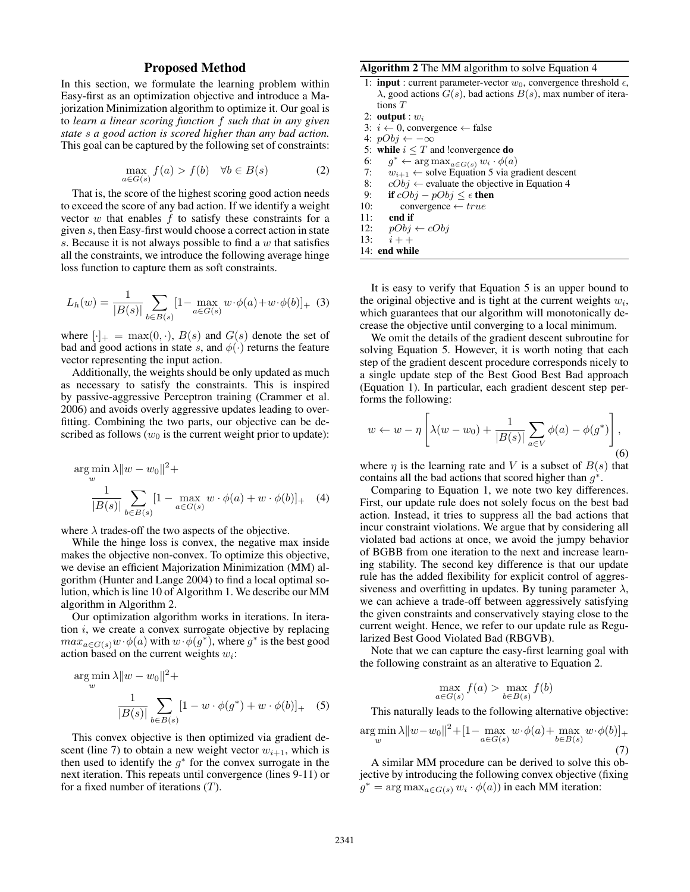## Proposed Method

In this section, we formulate the learning problem within Easy-first as an optimization objective and introduce a Majorization Minimization algorithm to optimize it. Our goal is to *learn a linear scoring function $f$ such that in any given state $s$ a good action is scored higher than any bad action.* This goal can be captured by the following set of constraints:

$$\max_{a \in G(s)} f(a) > f(b) \quad \forall b \in B(s) \tag{2}$$

That is, the score of the highest scoring good action needs to exceed the score of any bad action. If we identify a weight vector $w$ that enables $f$ to satisfy these constraints for a given $s$, then Easy-first would choose a correct action in state $s$. Because it is not always possible to find a $w$ that satisfies all the constraints, we introduce the following average hinge loss function to capture them as soft constraints.

$$L_h(w) = \frac{1}{|B(s)|} \sum_{b \in B(s)} [1 - \max_{a \in G(s)} w \cdot \phi(a) + w \cdot \phi(b)]_+ \tag{3}$$

where $[\cdot]_+ = \max(0, \cdot)$, $B(s)$ and $G(s)$ denote the set of bad and good actions in state $s$, and $\phi(\cdot)$ returns the feature vector representing the input action.

Additionally, the weights should be only updated as much as necessary to satisfy the constraints. This is inspired by passive-aggressive Perceptron training (Crammer et al. 2006) and avoids overly aggressive updates leading to overfitting. Combining the two parts, our objective can be described as follows ($w_0$ is the current weight prior to update):

$$\arg\min_w \lambda \|w - w_0\|^2 + \frac{1}{|B(s)|} \sum_{b \in B(s)} [1 - \max_{a \in G(s)} w \cdot \phi(a) + w \cdot \phi(b)]_+ \tag{4}$$

where $\lambda$ trades-off the two aspects of the objective.

While the hinge loss is convex, the negative max inside makes the objective non-convex. To optimize this objective, we devise an efficient Majorization Minimization (MM) algorithm (Hunter and Lange 2004) to find a local optimal solution, which is line 10 of Algorithm 1. We describe our MM algorithm in Algorithm 2.

Our optimization algorithm works in iterations. In iteration $i$, we create a convex surrogate objective by replacing $max_{a \in G(s)} w \cdot \phi(a)$ with $w \cdot \phi(g^*)$, where $g^*$ is the best good action based on the current weights $w_i$:

$$\arg\min_w \lambda \|w - w_0\|^2 + \frac{1}{|B(s)|} \sum_{b \in B(s)} [1 - w \cdot \phi(g^*) + w \cdot \phi(b)]_+ \tag{5}$$

This convex objective is then optimized via gradient descent (line 7) to obtain a new weight vector $w_{i+1}$, which is then used to identify the $g^*$ for the convex surrogate in the next iteration. This repeats until convergence (lines 9-11) or for a fixed number of iterations ($T$).

**Algorithm 2** The MM algorithm to solve Equation 4

```
1: input : current parameter-vector w_0, convergence threshold ε,
   λ, good actions G(s), bad actions B(s), max number of itera-
   tions T
2: output : w_i
3: i ← 0, convergence ← false
4: pObj ← −∞
5: while i ≤ T and !convergence do
6:     g* ← arg max_{a∈G(s)} w_i · φ(a)
7:     w_{i+1} ← solve Equation 5 via gradient descent
8:     cObj ← evaluate the objective in Equation 4
9:     if cObj − pObj ≤ ε then
10:        convergence ← true
11:    end if
12:    pObj ← cObj
13:    i++
14: end while
```

It is easy to verify that Equation 5 is an upper bound to the original objective and is tight at the current weights $w_i$, which guarantees that our algorithm will monotonically decrease the objective until converging to a local minimum.

We omit the details of the gradient descent subroutine for solving Equation 5. However, it is worth noting that each step of the gradient descent procedure corresponds nicely to a single update step of the Best Good Best Bad approach (Equation 1). In particular, each gradient descent step performs the following:

$$w \leftarrow w - \eta \left[ \lambda(w - w_0) + \frac{1}{|B(s)|} \sum_{a \in V} \phi(a) - \phi(g^*) \right], \tag{6}$$

where $\eta$ is the learning rate and $V$ is a subset of $B(s)$ that contains all the bad actions that scored higher than $g^*$.

Comparing to Equation 1, we note two key differences. First, our update rule does not solely focus on the best bad action. Instead, it tries to suppress all the bad actions that incur constraint violations. We argue that by considering all violated bad actions at once, we avoid the jumpy behavior of BGBB from one iteration to the next and increase learning stability. The second key difference is that our update rule has the added flexibility for explicit control of aggressiveness and overfitting in updates. By tuning parameter $\lambda$, we can achieve a trade-off between aggressively satisfying the given constraints and conservatively staying close to the current weight. Hence, we refer to our update rule as Regularized Best Good Violated Bad (RBGVB).

Note that we can capture the easy-first learning goal with the following constraint as an alterative to Equation 2.

$$\max_{a \in G(s)} f(a) > \max_{b \in B(s)} f(b)$$

This naturally leads to the following alternative objective:

$$\arg\min_w \lambda \|w - w_0\|^2 + [1 - \max_{a \in G(s)} w \cdot \phi(a) + \max_{b \in B(s)} w \cdot \phi(b)]_+ \tag{7}$$

A similar MM procedure can be derived to solve this objective by introducing the following convex objective (fixing $g^* = \arg\max_{a \in G(s)} w_i \cdot \phi(a)$) in each MM iteration: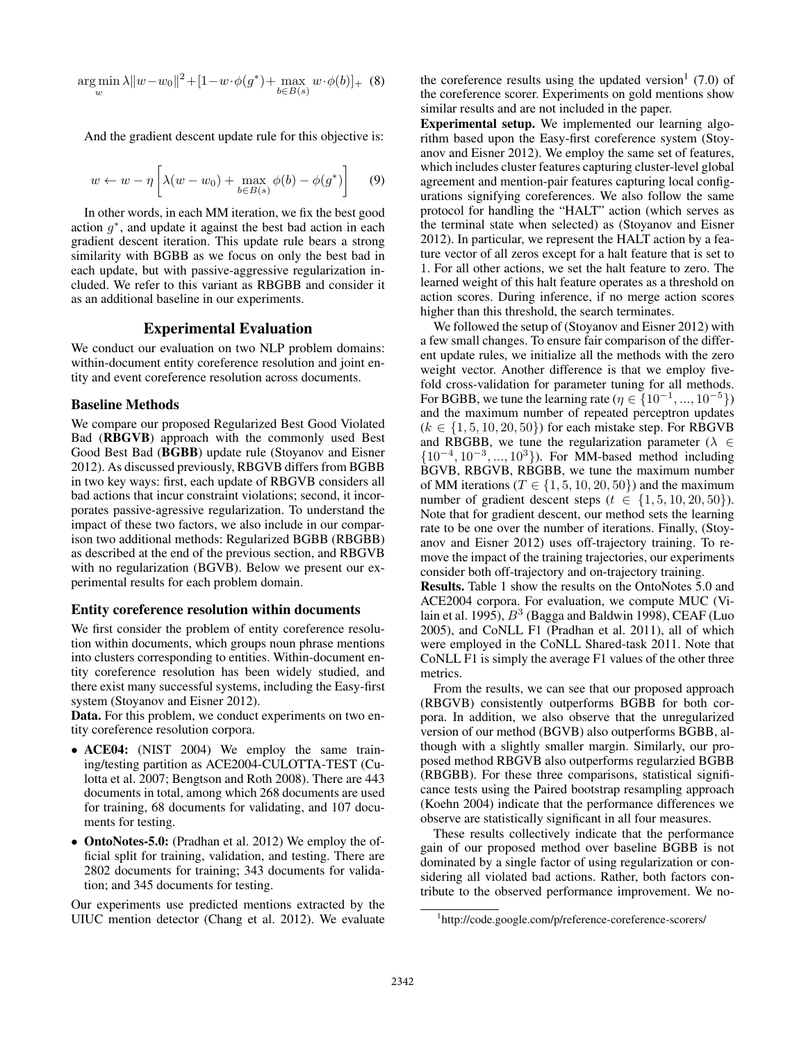$$\arg\min_{w} \lambda \|w - w_0\|^2 + [1 - w \cdot \phi(g^*) + \max_{b \in B(s)} w \cdot \phi(b)]_+ \quad (8)$$

And the gradient descent update rule for this objective is:

$$w \leftarrow w - \eta \left[ \lambda(w - w_0) + \max_{b \in B(s)} \phi(b) - \phi(g^*) \right] \quad (9)$$

In other words, in each MM iteration, we fix the best good action $g^*$, and update it against the best bad action in each gradient descent iteration. This update rule bears a strong similarity with BGBB as we focus on only the best bad in each update, but with passive-aggressive regularization included. We refer to this variant as RBGBB and consider it as an additional baseline in our experiments.

## Experimental Evaluation

We conduct our evaluation on two NLP problem domains: within-document entity coreference resolution and joint entity and event coreference resolution across documents.

### Baseline Methods

We compare our proposed Regularized Best Good Violated Bad (**RBGVB**) approach with the commonly used Best Good Best Bad (**BGBB**) update rule (Stoyanov and Eisner 2012). As discussed previously, RBGVB differs from BGBB in two key ways: first, each update of RBGVB considers all bad actions that incur constraint violations; second, it incorporates passive-agressive regularization. To understand the impact of these two factors, we also include in our comparison two additional methods: Regularized BGBB (RBGBB) as described at the end of the previous section, and RBGVB with no regularization (BGVB). Below we present our experimental results for each problem domain.

### Entity coreference resolution within documents

We first consider the problem of entity coreference resolution within documents, which groups noun phrase mentions into clusters corresponding to entities. Within-document entity coreference resolution has been widely studied, and there exist many successful systems, including the Easy-first system (Stoyanov and Eisner 2012).

**Data.** For this problem, we conduct experiments on two entity coreference resolution corpora.

- **ACE04:** (NIST 2004) We employ the same training/testing partition as ACE2004-CULOTTA-TEST (Culotta et al. 2007; Bengtson and Roth 2008). There are 443 documents in total, among which 268 documents are used for training, 68 documents for validating, and 107 documents for testing.
- **OntoNotes-5.0:** (Pradhan et al. 2012) We employ the official split for training, validation, and testing. There are 2802 documents for training; 343 documents for validation; and 345 documents for testing.

Our experiments use predicted mentions extracted by the UIUC mention detector (Chang et al. 2012). We evaluate the coreference results using the updated version[1] (7.0) of the coreference scorer. Experiments on gold mentions show similar results and are not included in the paper.

**Experimental setup.** We implemented our learning algorithm based upon the Easy-first coreference system (Stoyanov and Eisner 2012). We employ the same set of features, which includes cluster features capturing cluster-level global agreement and mention-pair features capturing local configurations signifying coreferences. We also follow the same protocol for handling the "HALT" action (which serves as the terminal state when selected) as (Stoyanov and Eisner 2012). In particular, we represent the HALT action by a feature vector of all zeros except for a halt feature that is set to 1. For all other actions, we set the halt feature to zero. The learned weight of this halt feature operates as a threshold on action scores. During inference, if no merge action scores higher than this threshold, the search terminates.

We followed the setup of (Stoyanov and Eisner 2012) with a few small changes. To ensure fair comparison of the different update rules, we initialize all the methods with the zero weight vector. Another difference is that we employ five-fold cross-validation for parameter tuning for all methods. For BGBB, we tune the learning rate ($\eta \in \{10^{-1}, ..., 10^{-5}\}$) and the maximum number of repeated perceptron updates ($k \in \{1, 5, 10, 20, 50\}$) for each mistake step. For RBGVB and RBGBB, we tune the regularization parameter ($\lambda \in \{10^{-4}, 10^{-3}, ..., 10^{3}\}$). For MM-based method including BGVB, RBGVB, RBGBB, we tune the maximum number of MM iterations ($T \in \{1, 5, 10, 20, 50\}$) and the maximum number of gradient descent steps ($t \in \{1, 5, 10, 20, 50\}$). Note that for gradient descent, our method sets the learning rate to be one over the number of iterations. Finally, (Stoyanov and Eisner 2012) uses off-trajectory training. To remove the impact of the training trajectories, our experiments consider both off-trajectory and on-trajectory training.

**Results.** Table 1 show the results on the OntoNotes 5.0 and ACE2004 corpora. For evaluation, we compute MUC (Vilain et al. 1995), $B^3$ (Bagga and Baldwin 1998), CEAF (Luo 2005), and CoNLL F1 (Pradhan et al. 2011), all of which were employed in the CoNLL Shared-task 2011. Note that CoNLL F1 is simply the average F1 values of the other three metrics.

From the results, we can see that our proposed approach (RBGVB) consistently outperforms BGBB for both corpora. In addition, we also observe that the unregularized version of our method (BGVB) also outperforms BGBB, although with a slightly smaller margin. Similarly, our proposed method RBGVB also outperforms regularzied BGBB (RBGBB). For these three comparisons, statistical significance tests using the Paired bootstrap resampling approach (Koehn 2004) indicate that the performance differences we observe are statistically significant in all four measures.

These results collectively indicate that the performance gain of our proposed method over baseline BGBB is not dominated by a single factor of using regularization or considering all violated bad actions. Rather, both factors contribute to the observed performance improvement. We no-

[1] http://code.google.com/p/reference-coreference-scorers/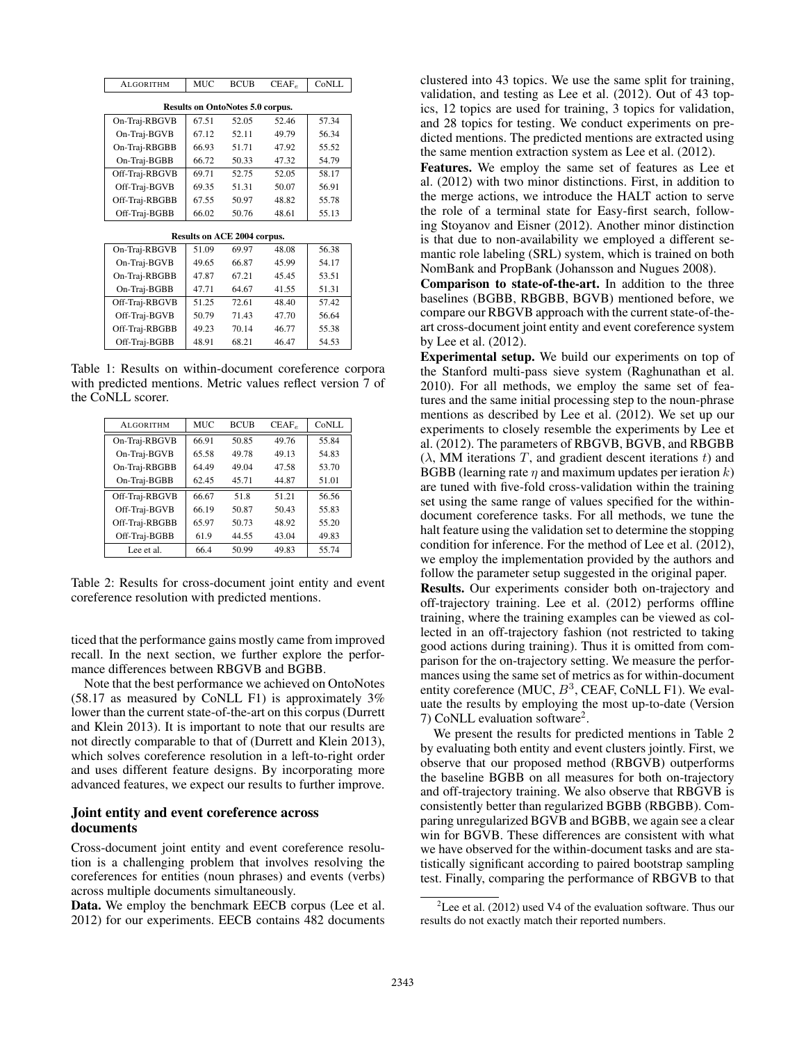| Algorithm | MUC | BCUB | CEAF$_e$ | CoNLL |
|---|---|---|---|---|
| **Results on OntoNotes 5.0 corpus.** | | | | |
| On-Traj-RBGVB | 67.51 | 52.05 | 52.46 | 57.34 |
| On-Traj-BGVB | 67.12 | 52.11 | 49.79 | 56.34 |
| On-Traj-RBGBB | 66.93 | 51.71 | 47.92 | 55.52 |
| On-Traj-BGBB | 66.72 | 50.33 | 47.32 | 54.79 |
| Off-Traj-RBGVB | 69.71 | 52.75 | 52.05 | 58.17 |
| Off-Traj-BGVB | 69.35 | 51.31 | 50.07 | 56.91 |
| Off-Traj-RBGBB | 67.55 | 50.97 | 48.82 | 55.78 |
| Off-Traj-BGBB | 66.02 | 50.76 | 48.61 | 55.13 |
| **Results on ACE 2004 corpus.** | | | | |
| On-Traj-RBGVB | 51.09 | 69.97 | 48.08 | 56.38 |
| On-Traj-BGVB | 49.65 | 66.87 | 45.99 | 54.17 |
| On-Traj-RBGBB | 47.87 | 67.21 | 45.45 | 53.51 |
| On-Traj-BGBB | 47.71 | 64.67 | 41.55 | 51.31 |
| Off-Traj-RBGVB | 51.25 | 72.61 | 48.40 | 57.42 |
| Off-Traj-BGVB | 50.79 | 71.43 | 47.70 | 56.64 |
| Off-Traj-RBGBB | 49.23 | 70.14 | 46.77 | 55.38 |
| Off-Traj-BGBB | 48.91 | 68.21 | 46.47 | 54.53 |

Table 1: Results on within-document coreference corpora with predicted mentions. Metric values reflect version 7 of the CoNLL scorer.

| Algorithm | MUC | BCUB | CEAF$_e$ | CoNLL |
|---|---|---|---|---|
| On-Traj-RBGVB | 66.91 | 50.85 | 49.76 | 55.84 |
| On-Traj-BGVB | 65.58 | 49.78 | 49.13 | 54.83 |
| On-Traj-RBGBB | 64.49 | 49.04 | 47.58 | 53.70 |
| On-Traj-BGBB | 62.45 | 45.71 | 44.87 | 51.01 |
| Off-Traj-RBGVB | 66.67 | 51.8 | 51.21 | 56.56 |
| Off-Traj-BGVB | 66.19 | 50.87 | 50.43 | 55.83 |
| Off-Traj-RBGBB | 65.97 | 50.73 | 48.92 | 55.20 |
| Off-Traj-BGBB | 61.9 | 44.55 | 43.04 | 49.83 |
| Lee et al. | 66.4 | 50.99 | 49.83 | 55.74 |

Table 2: Results for cross-document joint entity and event coreference resolution with predicted mentions.

ticed that the performance gains mostly came from improved recall. In the next section, we further explore the performance differences between RBGVB and BGBB.

Note that the best performance we achieved on OntoNotes (58.17 as measured by CoNLL F1) is approximately 3% lower than the current state-of-the-art on this corpus (Durrett and Klein 2013). It is important to note that our results are not directly comparable to that of (Durrett and Klein 2013), which solves coreference resolution in a left-to-right order and uses different feature designs. By incorporating more advanced features, we expect our results to further improve.

## Joint entity and event coreference across documents

Cross-document joint entity and event coreference resolution is a challenging problem that involves resolving the coreferences for entities (noun phrases) and events (verbs) across multiple documents simultaneously.

**Data.** We employ the benchmark EECB corpus (Lee et al. 2012) for our experiments. EECB contains 482 documents clustered into 43 topics. We use the same split for training, validation, and testing as Lee et al. (2012). Out of 43 topics, 12 topics are used for training, 3 topics for validation, and 28 topics for testing. We conduct experiments on predicted mentions. The predicted mentions are extracted using the same mention extraction system as Lee et al. (2012).

**Features.** We employ the same set of features as Lee et al. (2012) with two minor distinctions. First, in addition to the merge actions, we introduce the HALT action to serve the role of a terminal state for Easy-first search, following Stoyanov and Eisner (2012). Another minor distinction is that due to non-availability we employed a different semantic role labeling (SRL) system, which is trained on both NomBank and PropBank (Johansson and Nugues 2008).

**Comparison to state-of-the-art.** In addition to the three baselines (BGBB, RBGBB, BGVB) mentioned before, we compare our RBGVB approach with the current state-of-the-art cross-document joint entity and event coreference system by Lee et al. (2012).

**Experimental setup.** We build our experiments on top of the Stanford multi-pass sieve system (Raghunathan et al. 2010). For all methods, we employ the same set of features and the same initial processing step to the noun-phrase mentions as described by Lee et al. (2012). We set up our experiments to closely resemble the experiments by Lee et al. (2012). The parameters of RBGVB, BGVB, and RBGBB ($\lambda$, MM iterations $T$, and gradient descent iterations $t$) and BGBB (learning rate $\eta$ and maximum updates per ieration $k$) are tuned with five-fold cross-validation within the training set using the same range of values specified for the within-document coreference tasks. For all methods, we tune the halt feature using the validation set to determine the stopping condition for inference. For the method of Lee et al. (2012), we employ the implementation provided by the authors and follow the parameter setup suggested in the original paper.

**Results.** Our experiments consider both on-trajectory and off-trajectory training. Lee et al. (2012) performs offline training, where the training examples can be viewed as collected in an off-trajectory fashion (not restricted to taking good actions during training). Thus it is omitted from comparison for the on-trajectory setting. We measure the performances using the same set of metrics as for within-document entity coreference (MUC, $B^3$, CEAF, CoNLL F1). We evaluate the results by employing the most up-to-date (Version 7) CoNLL evaluation software[2].

We present the results for predicted mentions in Table 2 by evaluating both entity and event clusters jointly. First, we observe that our proposed method (RBGVB) outperforms the baseline BGBB on all measures for both on-trajectory and off-trajectory training. We also observe that RBGVB is consistently better than regularized BGBB (RBGBB). Comparing unregularized BGVB and BGBB, we again see a clear win for BGVB. These differences are consistent with what we have observed for the within-document tasks and are statistically significant according to paired bootstrap sampling test. Finally, comparing the performance of RBGVB to that

[2] Lee et al. (2012) used V4 of the evaluation software. Thus our results do not exactly match their reported numbers.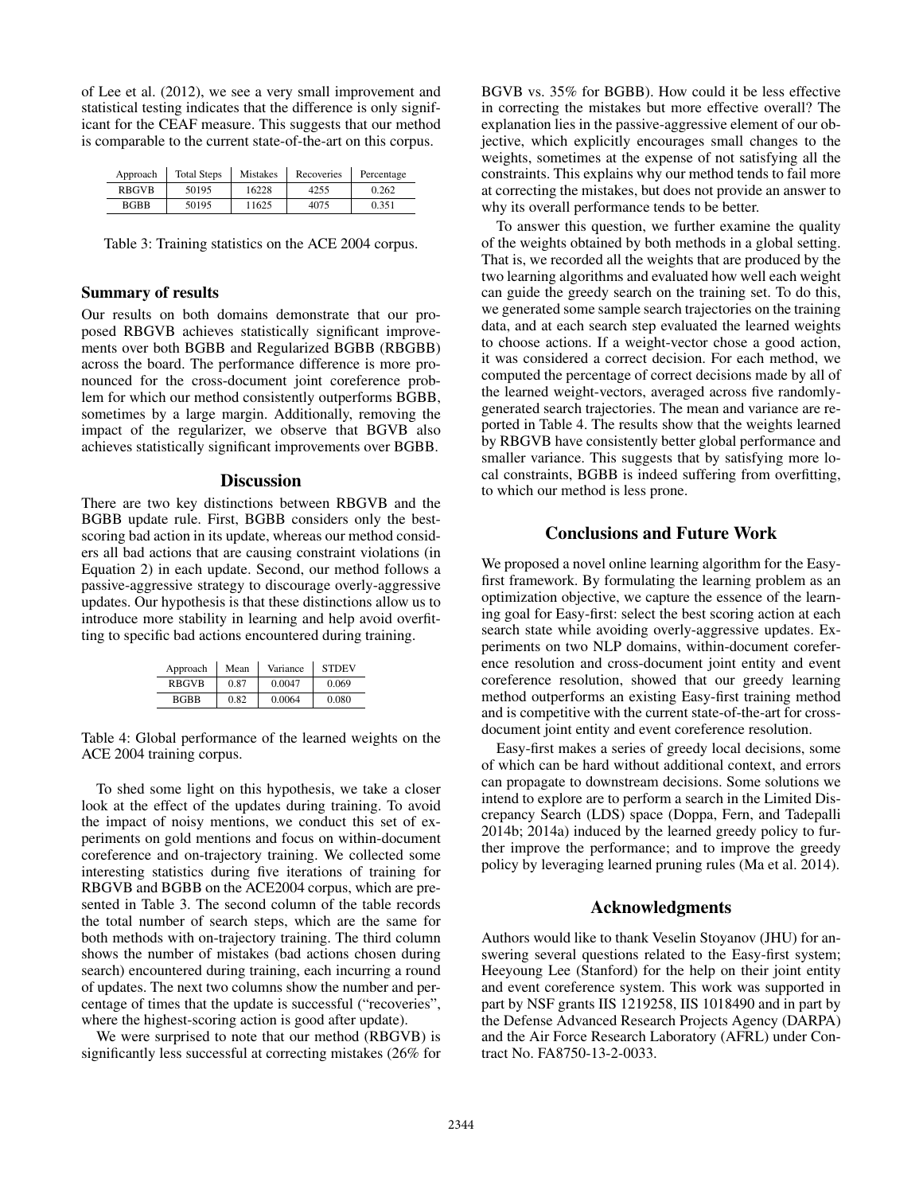of Lee et al. (2012), we see a very small improvement and statistical testing indicates that the difference is only significant for the CEAF measure. This suggests that our method is comparable to the current state-of-the-art on this corpus.

| Approach | Total Steps | Mistakes | Recoveries | Percentage |
|---|---|---|---|---|
| RBGVB | 50195 | 16228 | 4255 | 0.262 |
| BGBB | 50195 | 11625 | 4075 | 0.351 |

Table 3: Training statistics on the ACE 2004 corpus.

### Summary of results

Our results on both domains demonstrate that our proposed RBGVB achieves statistically significant improvements over both BGBB and Regularized BGBB (RBGBB) across the board. The performance difference is more pronounced for the cross-document joint coreference problem for which our method consistently outperforms BGBB, sometimes by a large margin. Additionally, removing the impact of the regularizer, we observe that BGVB also achieves statistically significant improvements over BGBB.

## Discussion

There are two key distinctions between RBGVB and the BGBB update rule. First, BGBB considers only the best-scoring bad action in its update, whereas our method considers all bad actions that are causing constraint violations (in Equation 2) in each update. Second, our method follows a passive-aggressive strategy to discourage overly-aggressive updates. Our hypothesis is that these distinctions allow us to introduce more stability in learning and help avoid overfitting to specific bad actions encountered during training.

| Approach | Mean | Variance | STDEV |
|---|---|---|---|
| RBGVB | 0.87 | 0.0047 | 0.069 |
| BGBB | 0.82 | 0.0064 | 0.080 |

Table 4: Global performance of the learned weights on the ACE 2004 training corpus.

To shed some light on this hypothesis, we take a closer look at the effect of the updates during training. To avoid the impact of noisy mentions, we conduct this set of experiments on gold mentions and focus on within-document coreference and on-trajectory training. We collected some interesting statistics during five iterations of training for RBGVB and BGBB on the ACE2004 corpus, which are presented in Table 3. The second column of the table records the total number of search steps, which are the same for both methods with on-trajectory training. The third column shows the number of mistakes (bad actions chosen during search) encountered during training, each incurring a round of updates. The next two columns show the number and percentage of times that the update is successful ("recoveries", where the highest-scoring action is good after update).

We were surprised to note that our method (RBGVB) is significantly less successful at correcting mistakes (26% for BGVB vs. 35% for BGBB). How could it be less effective in correcting the mistakes but more effective overall? The explanation lies in the passive-aggressive element of our objective, which explicitly encourages small changes to the weights, sometimes at the expense of not satisfying all the constraints. This explains why our method tends to fail more at correcting the mistakes, but does not provide an answer to why its overall performance tends to be better.

To answer this question, we further examine the quality of the weights obtained by both methods in a global setting. That is, we recorded all the weights that are produced by the two learning algorithms and evaluated how well each weight can guide the greedy search on the training set. To do this, we generated some sample search trajectories on the training data, and at each search step evaluated the learned weights to choose actions. If a weight-vector chose a good action, it was considered a correct decision. For each method, we computed the percentage of correct decisions made by all of the learned weight-vectors, averaged across five randomly-generated search trajectories. The mean and variance are reported in Table 4. The results show that the weights learned by RBGVB have consistently better global performance and smaller variance. This suggests that by satisfying more local constraints, BGBB is indeed suffering from overfitting, to which our method is less prone.

## Conclusions and Future Work

We proposed a novel online learning algorithm for the Easy-first framework. By formulating the learning problem as an optimization objective, we capture the essence of the learning goal for Easy-first: select the best scoring action at each search state while avoiding overly-aggressive updates. Experiments on two NLP domains, within-document coreference resolution and cross-document joint entity and event coreference resolution, showed that our greedy learning method outperforms an existing Easy-first training method and is competitive with the current state-of-the-art for cross-document joint entity and event coreference resolution.

Easy-first makes a series of greedy local decisions, some of which can be hard without additional context, and errors can propagate to downstream decisions. Some solutions we intend to explore are to perform a search in the Limited Discrepancy Search (LDS) space (Doppa, Fern, and Tadepalli 2014b; 2014a) induced by the learned greedy policy to further improve the performance; and to improve the greedy policy by leveraging learned pruning rules (Ma et al. 2014).

## Acknowledgments

Authors would like to thank Veselin Stoyanov (JHU) for answering several questions related to the Easy-first system; Heeyoung Lee (Stanford) for the help on their joint entity and event coreference system. This work was supported in part by NSF grants IIS 1219258, IIS 1018490 and in part by the Defense Advanced Research Projects Agency (DARPA) and the Air Force Research Laboratory (AFRL) under Contract No. FA8750-13-2-0033.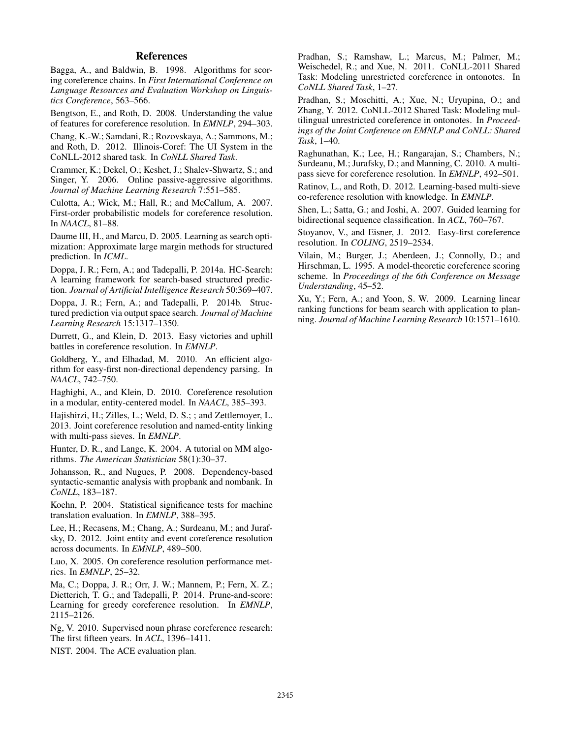## References

Bagga, A., and Baldwin, B. 1998. Algorithms for scoring coreference chains. In *First International Conference on Language Resources and Evaluation Workshop on Linguistics Coreference*, 563–566.

Bengtson, E., and Roth, D. 2008. Understanding the value of features for coreference resolution. In *EMNLP*, 294–303.

Chang, K.-W.; Samdani, R.; Rozovskaya, A.; Sammons, M.; and Roth, D. 2012. Illinois-Coref: The UI System in the CoNLL-2012 shared task. In *CoNLL Shared Task*.

Crammer, K.; Dekel, O.; Keshet, J.; Shalev-Shwartz, S.; and Singer, Y. 2006. Online passive-aggressive algorithms. *Journal of Machine Learning Research* 7:551–585.

Culotta, A.; Wick, M.; Hall, R.; and McCallum, A. 2007. First-order probabilistic models for coreference resolution. In *NAACL*, 81–88.

Daume III, H., and Marcu, D. 2005. Learning as search optimization: Approximate large margin methods for structured prediction. In *ICML*.

Doppa, J. R.; Fern, A.; and Tadepalli, P. 2014a. HC-Search: A learning framework for search-based structured prediction. *Journal of Artificial Intelligence Research* 50:369–407.

Doppa, J. R.; Fern, A.; and Tadepalli, P. 2014b. Structured prediction via output space search. *Journal of Machine Learning Research* 15:1317–1350.

Durrett, G., and Klein, D. 2013. Easy victories and uphill battles in coreference resolution. In *EMNLP*.

Goldberg, Y., and Elhadad, M. 2010. An efficient algorithm for easy-first non-directional dependency parsing. In *NAACL*, 742–750.

Haghighi, A., and Klein, D. 2010. Coreference resolution in a modular, entity-centered model. In *NAACL*, 385–393.

Hajishirzi, H.; Zilles, L.; Weld, D. S.; ; and Zettlemoyer, L. 2013. Joint coreference resolution and named-entity linking with multi-pass sieves. In *EMNLP*.

Hunter, D. R., and Lange, K. 2004. A tutorial on MM algorithms. *The American Statistician* 58(1):30–37.

Johansson, R., and Nugues, P. 2008. Dependency-based syntactic-semantic analysis with propbank and nombank. In *CoNLL*, 183–187.

Koehn, P. 2004. Statistical significance tests for machine translation evaluation. In *EMNLP*, 388–395.

Lee, H.; Recasens, M.; Chang, A.; Surdeanu, M.; and Jurafsky, D. 2012. Joint entity and event coreference resolution across documents. In *EMNLP*, 489–500.

Luo, X. 2005. On coreference resolution performance metrics. In *EMNLP*, 25–32.

Ma, C.; Doppa, J. R.; Orr, J. W.; Mannem, P.; Fern, X. Z.; Dietterich, T. G.; and Tadepalli, P. 2014. Prune-and-score: Learning for greedy coreference resolution. In *EMNLP*, 2115–2126.

Ng, V. 2010. Supervised noun phrase coreference research: The first fifteen years. In *ACL*, 1396–1411.

NIST. 2004. The ACE evaluation plan.

Pradhan, S.; Ramshaw, L.; Marcus, M.; Palmer, M.; Weischedel, R.; and Xue, N. 2011. CoNLL-2011 Shared Task: Modeling unrestricted coreference in ontonotes. In *CoNLL Shared Task*, 1–27.

Pradhan, S.; Moschitti, A.; Xue, N.; Uryupina, O.; and Zhang, Y. 2012. CoNLL-2012 Shared Task: Modeling multilingual unrestricted coreference in ontonotes. In *Proceedings of the Joint Conference on EMNLP and CoNLL: Shared Task*, 1–40.

Raghunathan, K.; Lee, H.; Rangarajan, S.; Chambers, N.; Surdeanu, M.; Jurafsky, D.; and Manning, C. 2010. A multi-pass sieve for coreference resolution. In *EMNLP*, 492–501.

Ratinov, L., and Roth, D. 2012. Learning-based multi-sieve co-reference resolution with knowledge. In *EMNLP*.

Shen, L.; Satta, G.; and Joshi, A. 2007. Guided learning for bidirectional sequence classification. In *ACL*, 760–767.

Stoyanov, V., and Eisner, J. 2012. Easy-first coreference resolution. In *COLING*, 2519–2534.

Vilain, M.; Burger, J.; Aberdeen, J.; Connolly, D.; and Hirschman, L. 1995. A model-theoretic coreference scoring scheme. In *Proceedings of the 6th Conference on Message Understanding*, 45–52.

Xu, Y.; Fern, A.; and Yoon, S. W. 2009. Learning linear ranking functions for beam search with application to planning. *Journal of Machine Learning Research* 10:1571–1610.